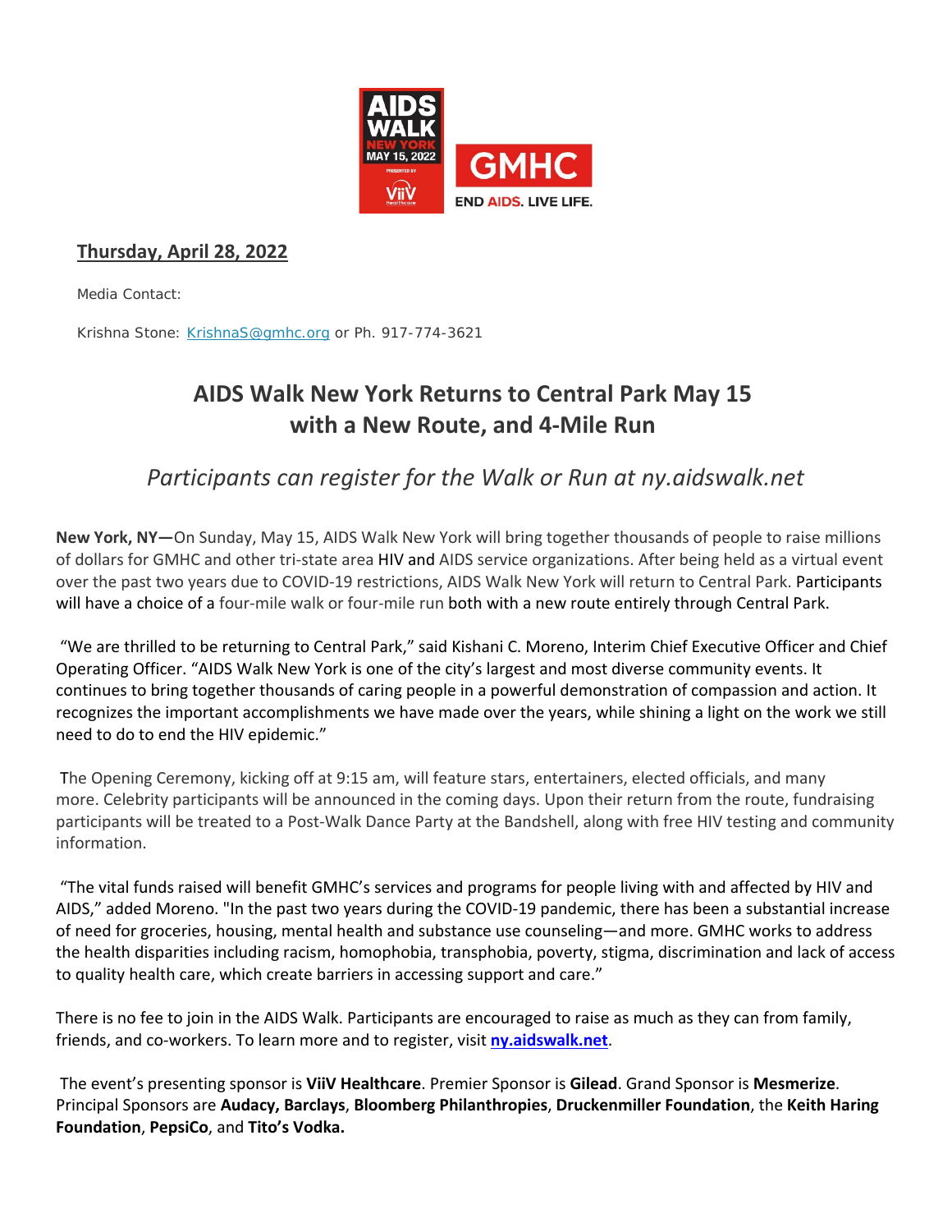**Thursday, April 28, 2022**

Media Contact:

Krishna Stone: KrishnaS@gmhc.org or Ph. 917-774-3621

# AIDS Walk New York Returns to Central Park May 15 with a New Route, and 4-Mile Run

## *Participants can register for the Walk or Run at ny.aidswalk.net*

**New York, NY—**On Sunday, May 15, AIDS Walk New York will bring together thousands of people to raise millions of dollars for GMHC and other tri-state area HIV and AIDS service organizations. After being held as a virtual event over the past two years due to COVID-19 restrictions, AIDS Walk New York will return to Central Park. Participants will have a choice of a four-mile walk or four-mile run both with a new route entirely through Central Park.

"We are thrilled to be returning to Central Park," said Kishani C. Moreno, Interim Chief Executive Officer and Chief Operating Officer. "AIDS Walk New York is one of the city's largest and most diverse community events. It continues to bring together thousands of caring people in a powerful demonstration of compassion and action. It recognizes the important accomplishments we have made over the years, while shining a light on the work we still need to do to end the HIV epidemic."

The Opening Ceremony, kicking off at 9:15 am, will feature stars, entertainers, elected officials, and many more. Celebrity participants will be announced in the coming days. Upon their return from the route, fundraising participants will be treated to a Post-Walk Dance Party at the Bandshell, along with free HIV testing and community information.

"The vital funds raised will benefit GMHC's services and programs for people living with and affected by HIV and AIDS," added Moreno. "In the past two years during the COVID-19 pandemic, there has been a substantial increase of need for groceries, housing, mental health and substance use counseling—and more. GMHC works to address the health disparities including racism, homophobia, transphobia, poverty, stigma, discrimination and lack of access to quality health care, which create barriers in accessing support and care."

There is no fee to join in the AIDS Walk. Participants are encouraged to raise as much as they can from family, friends, and co-workers. To learn more and to register, visit **ny.aidswalk.net**.

The event's presenting sponsor is **ViiV Healthcare**. Premier Sponsor is **Gilead**. Grand Sponsor is **Mesmerize**. Principal Sponsors are **Audacy, Barclays**, **Bloomberg Philanthropies**, **Druckenmiller Foundation**, the **Keith Haring Foundation**, **PepsiCo**, and **Tito's Vodka.**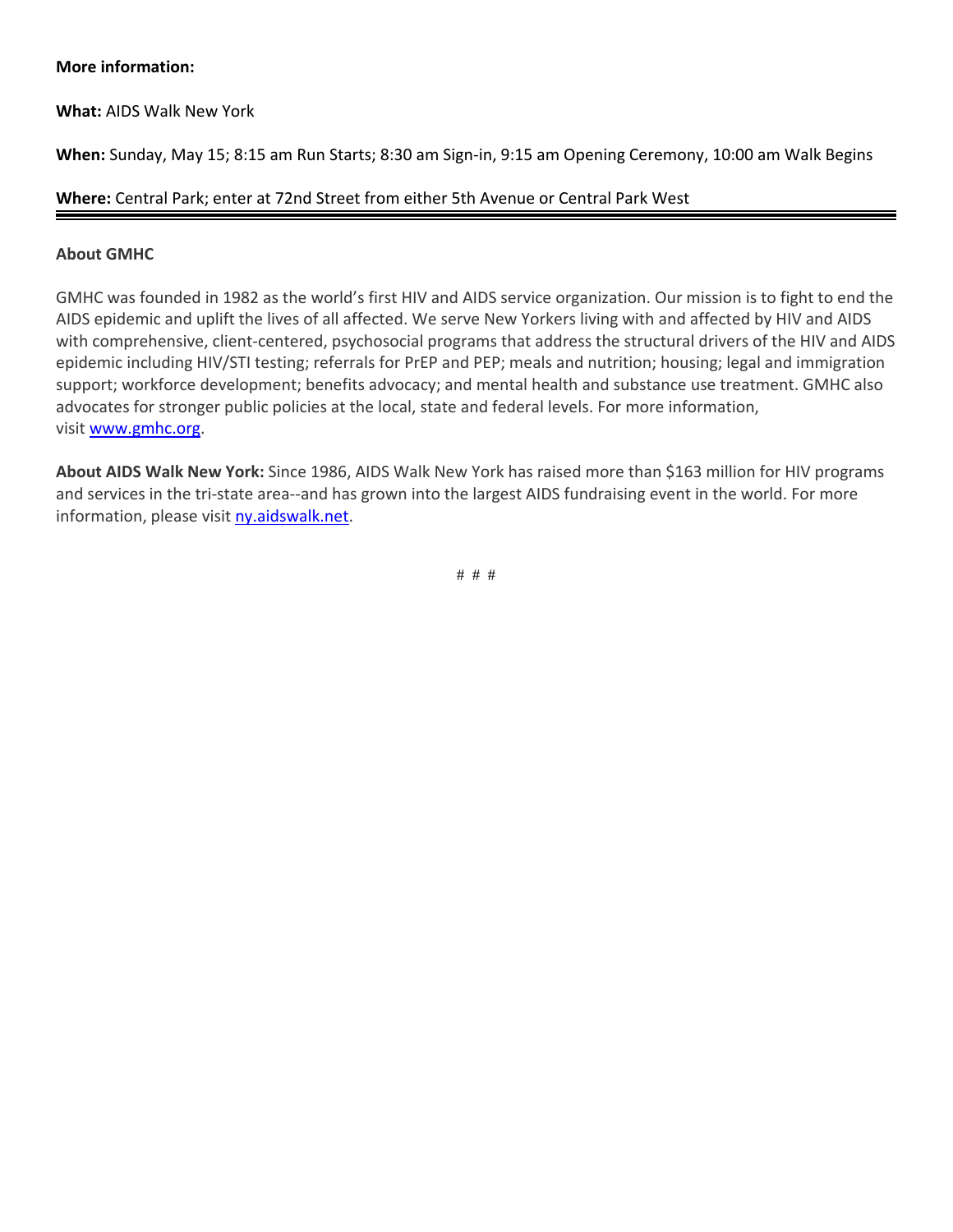**More information:**

**What:** AIDS Walk New York

**When:** Sunday, May 15; 8:15 am Run Starts; 8:30 am Sign-in, 9:15 am Opening Ceremony, 10:00 am Walk Begins

**Where:** Central Park; enter at 72nd Street from either 5th Avenue or Central Park West

---

**About GMHC**

GMHC was founded in 1982 as the world's first HIV and AIDS service organization. Our mission is to fight to end the AIDS epidemic and uplift the lives of all affected. We serve New Yorkers living with and affected by HIV and AIDS with comprehensive, client-centered, psychosocial programs that address the structural drivers of the HIV and AIDS epidemic including HIV/STI testing; referrals for PrEP and PEP; meals and nutrition; housing; legal and immigration support; workforce development; benefits advocacy; and mental health and substance use treatment. GMHC also advocates for stronger public policies at the local, state and federal levels. For more information, visit [www.gmhc.org](http://www.gmhc.org).

**About AIDS Walk New York:** Since 1986, AIDS Walk New York has raised more than $163 million for HIV programs and services in the tri-state area--and has grown into the largest AIDS fundraising event in the world. For more information, please visit [ny.aidswalk.net](http://ny.aidswalk.net).

# # #